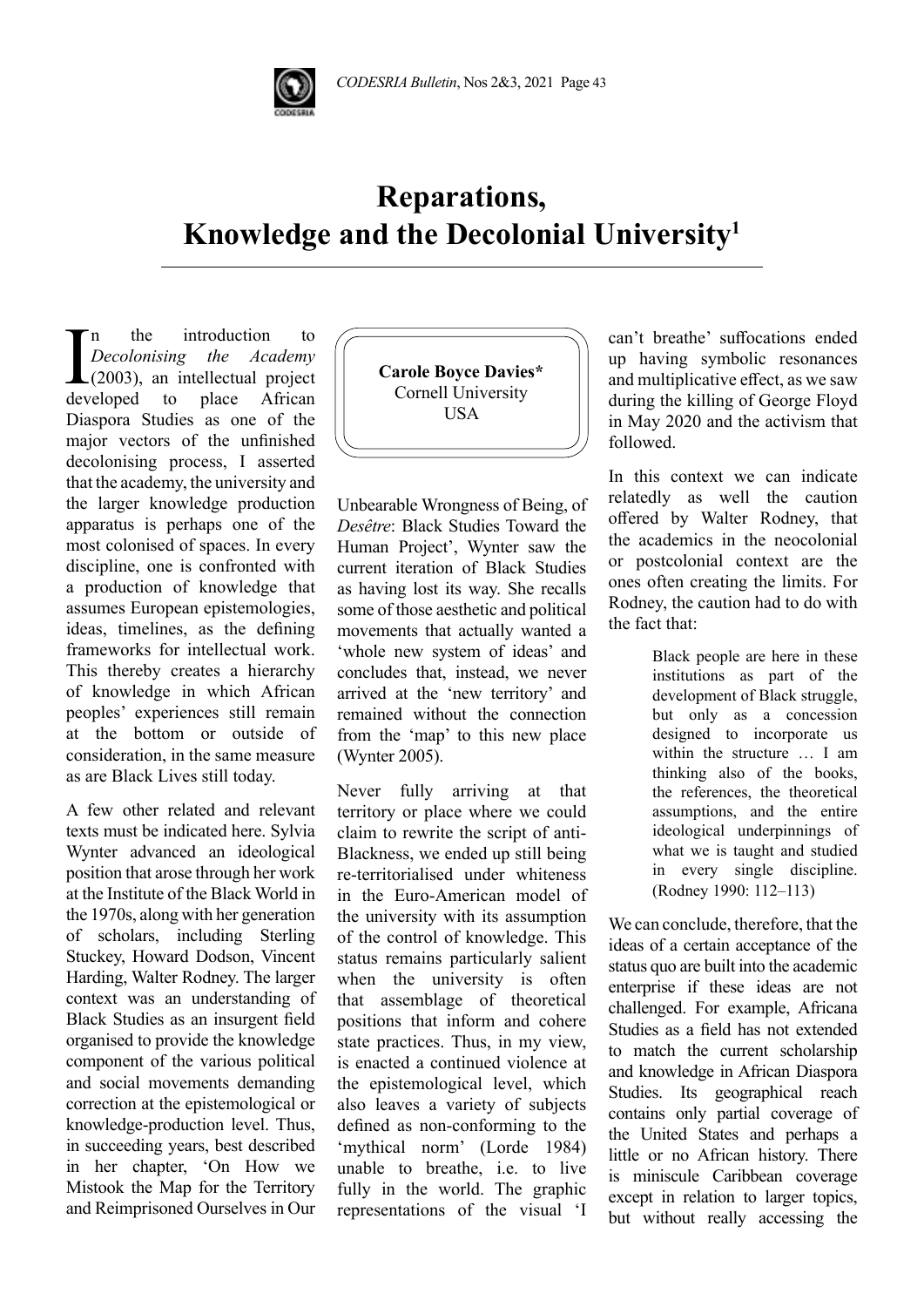# Reparations, Knowledge and the Decolonial University[1]

**Carole Boyce Davies***
Cornell University
USA

In the introduction to *Decolonising the Academy* (2003), an intellectual project developed to place African Diaspora Studies as one of the major vectors of the unfinished decolonising process, I asserted that the academy, the university and the larger knowledge production apparatus is perhaps one of the most colonised of spaces. In every discipline, one is confronted with a production of knowledge that assumes European epistemologies, ideas, timelines, as the defining frameworks for intellectual work. This thereby creates a hierarchy of knowledge in which African peoples' experiences still remain at the bottom or outside of consideration, in the same measure as are Black Lives still today.

A few other related and relevant texts must be indicated here. Sylvia Wynter advanced an ideological position that arose through her work at the Institute of the Black World in the 1970s, along with her generation of scholars, including Sterling Stuckey, Howard Dodson, Vincent Harding, Walter Rodney. The larger context was an understanding of Black Studies as an insurgent field organised to provide the knowledge component of the various political and social movements demanding correction at the epistemological or knowledge-production level. Thus, in succeeding years, best described in her chapter, 'On How we Mistook the Map for the Territory and Reimprisoned Ourselves in Our Unbearable Wrongness of Being, of *Desêtre*: Black Studies Toward the Human Project', Wynter saw the current iteration of Black Studies as having lost its way. She recalls some of those aesthetic and political movements that actually wanted a 'whole new system of ideas' and concludes that, instead, we never arrived at the 'new territory' and remained without the connection from the 'map' to this new place (Wynter 2005).

Never fully arriving at that territory or place where we could claim to rewrite the script of anti-Blackness, we ended up still being re-territorialised under whiteness in the Euro-American model of the university with its assumption of the control of knowledge. This status remains particularly salient when the university is often that assemblage of theoretical positions that inform and cohere state practices. Thus, in my view, is enacted a continued violence at the epistemological level, which also leaves a variety of subjects defined as non-conforming to the 'mythical norm' (Lorde 1984) unable to breathe, i.e. to live fully in the world. The graphic representations of the visual 'I can't breathe' suffocations ended up having symbolic resonances and multiplicative effect, as we saw during the killing of George Floyd in May 2020 and the activism that followed.

In this context we can indicate relatedly as well the caution offered by Walter Rodney, that the academics in the neocolonial or postcolonial context are the ones often creating the limits. For Rodney, the caution had to do with the fact that:

> Black people are here in these institutions as part of the development of Black struggle, but only as a concession designed to incorporate us within the structure … I am thinking also of the books, the references, the theoretical assumptions, and the entire ideological underpinnings of what we is taught and studied in every single discipline. (Rodney 1990: 112–113)

We can conclude, therefore, that the ideas of a certain acceptance of the status quo are built into the academic enterprise if these ideas are not challenged. For example, Africana Studies as a field has not extended to match the current scholarship and knowledge in African Diaspora Studies. Its geographical reach contains only partial coverage of the United States and perhaps a little or no African history. There is miniscule Caribbean coverage except in relation to larger topics, but without really accessing the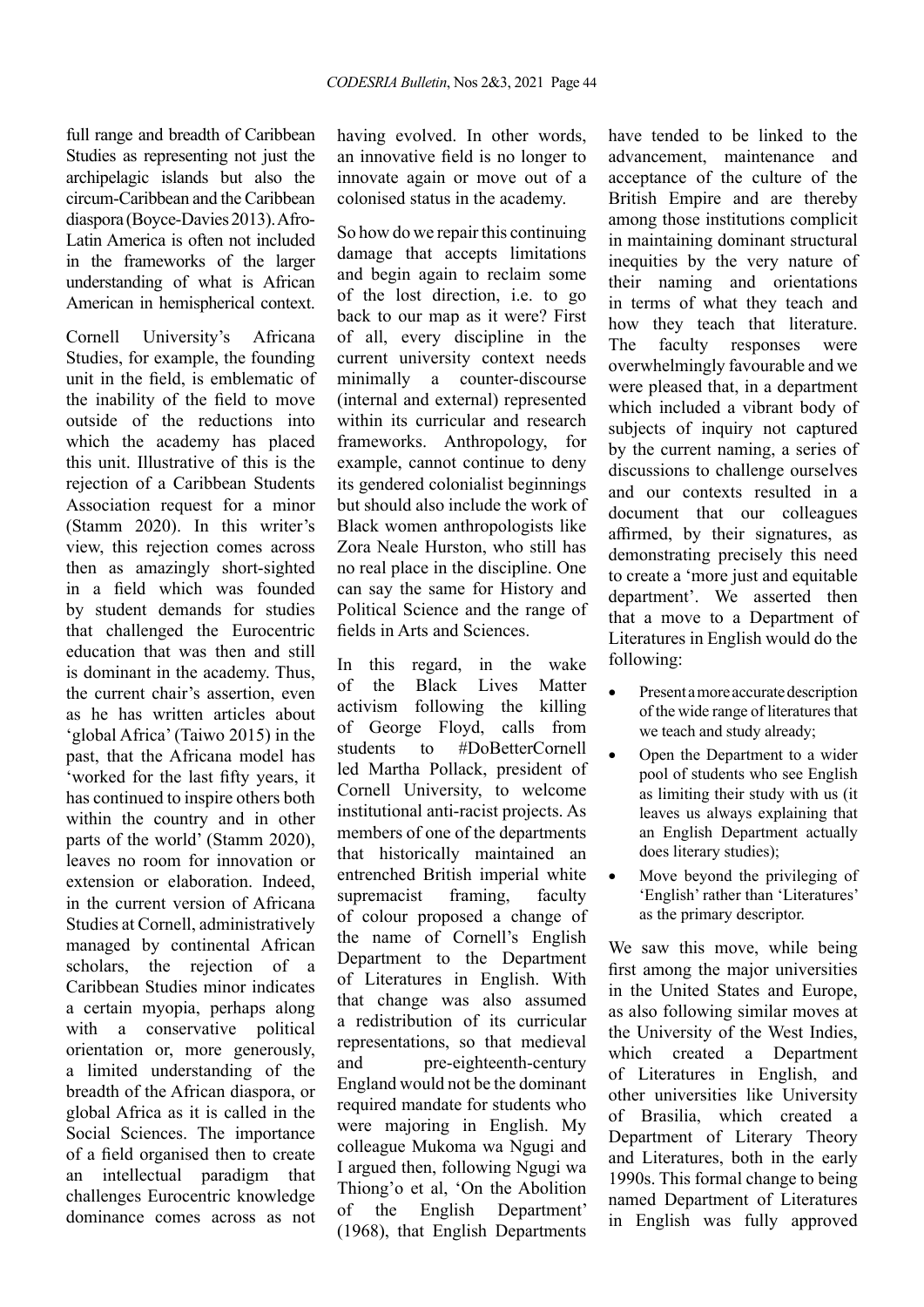full range and breadth of Caribbean Studies as representing not just the archipelagic islands but also the circum-Caribbean and the Caribbean diaspora (Boyce-Davies 2013). Afro-Latin America is often not included in the frameworks of the larger understanding of what is African American in hemispherical context.

Cornell University's Africana Studies, for example, the founding unit in the field, is emblematic of the inability of the field to move outside of the reductions into which the academy has placed this unit. Illustrative of this is the rejection of a Caribbean Students Association request for a minor (Stamm 2020). In this writer's view, this rejection comes across then as amazingly short-sighted in a field which was founded by student demands for studies that challenged the Eurocentric education that was then and still is dominant in the academy. Thus, the current chair's assertion, even as he has written articles about 'global Africa' (Taiwo 2015) in the past, that the Africana model has 'worked for the last fifty years, it has continued to inspire others both within the country and in other parts of the world' (Stamm 2020), leaves no room for innovation or extension or elaboration. Indeed, in the current version of Africana Studies at Cornell, administratively managed by continental African scholars, the rejection of a Caribbean Studies minor indicates a certain myopia, perhaps along with a conservative political orientation or, more generously, a limited understanding of the breadth of the African diaspora, or global Africa as it is called in the Social Sciences. The importance of a field organised then to create an intellectual paradigm that challenges Eurocentric knowledge dominance comes across as not having evolved. In other words, an innovative field is no longer to innovate again or move out of a colonised status in the academy.

So how do we repair this continuing damage that accepts limitations and begin again to reclaim some of the lost direction, i.e. to go back to our map as it were? First of all, every discipline in the current university context needs minimally a counter-discourse (internal and external) represented within its curricular and research frameworks. Anthropology, for example, cannot continue to deny its gendered colonialist beginnings but should also include the work of Black women anthropologists like Zora Neale Hurston, who still has no real place in the discipline. One can say the same for History and Political Science and the range of fields in Arts and Sciences.

In this regard, in the wake of the Black Lives Matter activism following the killing of George Floyd, calls from students to #DoBetterCornell led Martha Pollack, president of Cornell University, to welcome institutional anti-racist projects. As members of one of the departments that historically maintained an entrenched British imperial white supremacist framing, faculty of colour proposed a change of the name of Cornell's English Department to the Department of Literatures in English. With that change was also assumed a redistribution of its curricular representations, so that medieval and pre-eighteenth-century England would not be the dominant required mandate for students who were majoring in English. My colleague Mukoma wa Ngugi and I argued then, following Ngugi wa Thiong'o et al, 'On the Abolition of the English Department' (1968), that English Departments have tended to be linked to the advancement, maintenance and acceptance of the culture of the British Empire and are thereby among those institutions complicit in maintaining dominant structural inequities by the very nature of their naming and orientations in terms of what they teach and how they teach that literature. The faculty responses were overwhelmingly favourable and we were pleased that, in a department which included a vibrant body of subjects of inquiry not captured by the current naming, a series of discussions to challenge ourselves and our contexts resulted in a document that our colleagues affirmed, by their signatures, as demonstrating precisely this need to create a 'more just and equitable department'. We asserted then that a move to a Department of Literatures in English would do the following:

- Present a more accurate description of the wide range of literatures that we teach and study already;
- Open the Department to a wider pool of students who see English as limiting their study with us (it leaves us always explaining that an English Department actually does literary studies);
- Move beyond the privileging of 'English' rather than 'Literatures' as the primary descriptor.

We saw this move, while being first among the major universities in the United States and Europe, as also following similar moves at the University of the West Indies, which created a Department of Literatures in English, and other universities like University of Brasilia, which created a Department of Literary Theory and Literatures, both in the early 1990s. This formal change to being named Department of Literatures in English was fully approved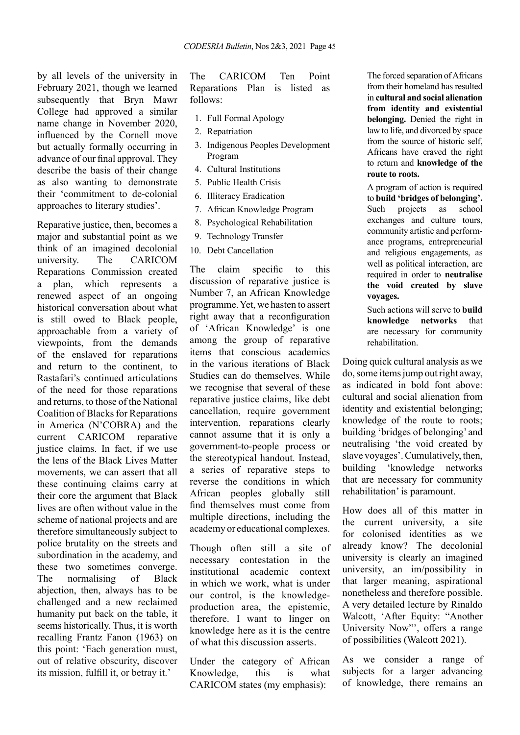by all levels of the university in February 2021, though we learned subsequently that Bryn Mawr College had approved a similar name change in November 2020, influenced by the Cornell move but actually formally occurring in advance of our final approval. They describe the basis of their change as also wanting to demonstrate their 'commitment to de-colonial approaches to literary studies'.

Reparative justice, then, becomes a major and substantial point as we think of an imagined decolonial university. The CARICOM Reparations Commission created a plan, which represents a renewed aspect of an ongoing historical conversation about what is still owed to Black people, approachable from a variety of viewpoints, from the demands of the enslaved for reparations and return to the continent, to Rastafari's continued articulations of the need for those reparations and returns, to those of the National Coalition of Blacks for Reparations in America (N'COBRA) and the current CARICOM reparative justice claims. In fact, if we use the lens of the Black Lives Matter movements, we can assert that all these continuing claims carry at their core the argument that Black lives are often without value in the scheme of national projects and are therefore simultaneously subject to police brutality on the streets and subordination in the academy, and these two sometimes converge. The normalising of Black abjection, then, always has to be challenged and a new reclaimed humanity put back on the table, it seems historically. Thus, it is worth recalling Frantz Fanon (1963) on this point: 'Each generation must, out of relative obscurity, discover its mission, fulfill it, or betray it.'

The CARICOM Ten Point Reparations Plan is listed as follows:

1. Full Formal Apology
2. Repatriation
3. Indigenous Peoples Development Program
4. Cultural Institutions
5. Public Health Crisis
6. Illiteracy Eradication
7. African Knowledge Program
8. Psychological Rehabilitation
9. Technology Transfer
10. Debt Cancellation

The claim specific to this discussion of reparative justice is Number 7, an African Knowledge programme. Yet, we hasten to assert right away that a reconfiguration of 'African Knowledge' is one among the group of reparative items that conscious academics in the various iterations of Black Studies can do themselves. While we recognise that several of these reparative justice claims, like debt cancellation, require government intervention, reparations clearly cannot assume that it is only a government-to-people process or the stereotypical handout. Instead, a series of reparative steps to reverse the conditions in which African peoples globally still find themselves must come from multiple directions, including the academy or educational complexes.

Though often still a site of necessary contestation in the institutional academic context in which we work, what is under our control, is the knowledge-production area, the epistemic, therefore. I want to linger on knowledge here as it is the centre of what this discussion asserts.

Under the category of African Knowledge, this is what CARICOM states (my emphasis):

> The forced separation of Africans from their homeland has resulted in **cultural and social alienation from identity and existential belonging.** Denied the right in law to life, and divorced by space from the source of historic self, Africans have craved the right to return and **knowledge of the route to roots.**
>
> A program of action is required to **build 'bridges of belonging'.** Such projects as school exchanges and culture tours, community artistic and performance programs, entrepreneurial and religious engagements, as well as political interaction, are required in order to **neutralise the void created by slave voyages.**
>
> Such actions will serve to **build knowledge networks** that are necessary for community rehabilitation.

Doing quick cultural analysis as we do, some items jump out right away, as indicated in bold font above: cultural and social alienation from identity and existential belonging; knowledge of the route to roots; building 'bridges of belonging' and neutralising 'the void created by slave voyages'. Cumulatively, then, building 'knowledge networks that are necessary for community rehabilitation' is paramount.

How does all of this matter in the current university, a site for colonised identities as we already know? The decolonial university is clearly an imagined university, an im/possibility in that larger meaning, aspirational nonetheless and therefore possible. A very detailed lecture by Rinaldo Walcott, 'After Equity: "Another University Now"', offers a range of possibilities (Walcott 2021).

As we consider a range of subjects for a larger advancing of knowledge, there remains an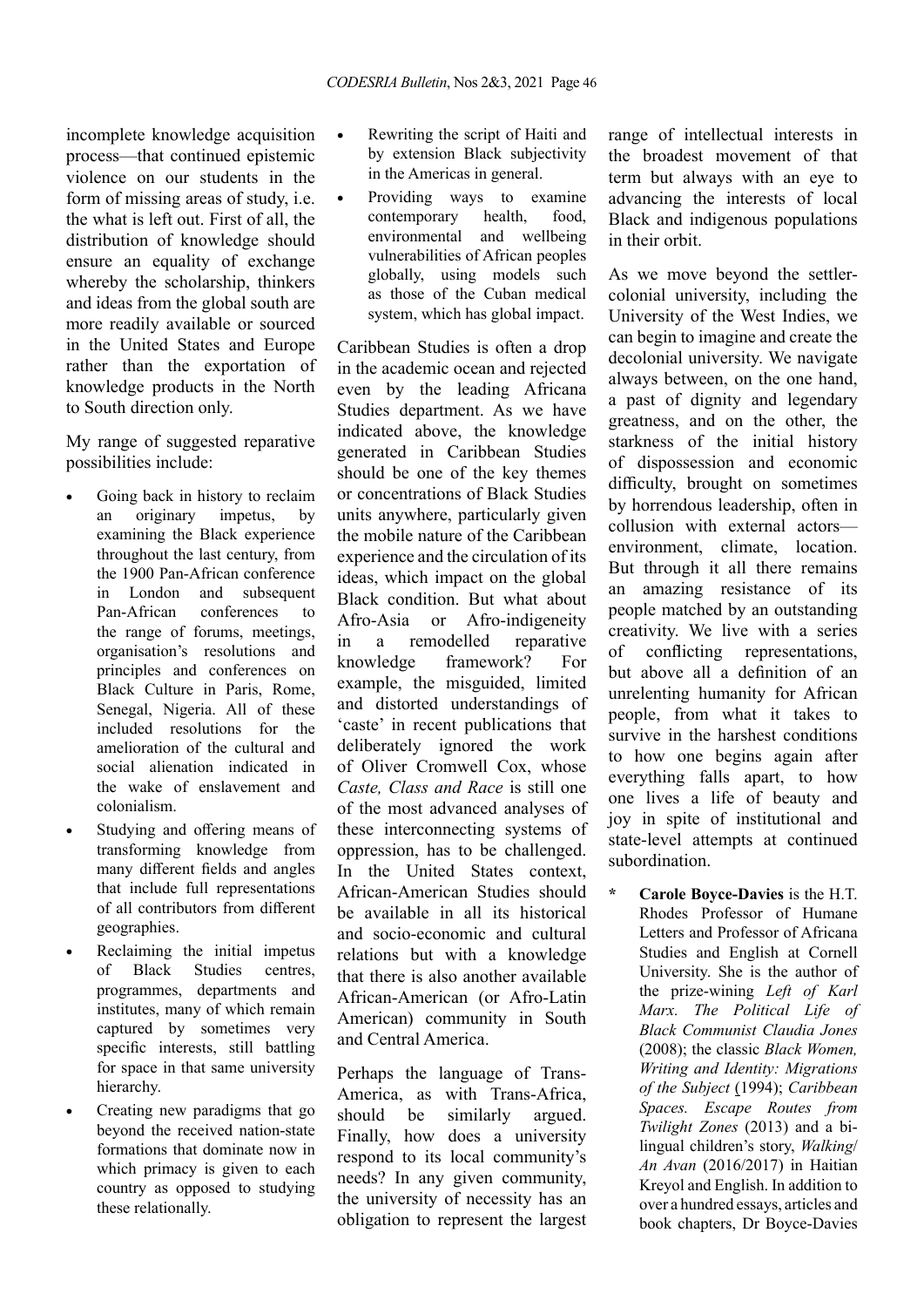incomplete knowledge acquisition process—that continued epistemic violence on our students in the form of missing areas of study, i.e. the what is left out. First of all, the distribution of knowledge should ensure an equality of exchange whereby the scholarship, thinkers and ideas from the global south are more readily available or sourced in the United States and Europe rather than the exportation of knowledge products in the North to South direction only.

My range of suggested reparative possibilities include:

- Going back in history to reclaim an originary impetus, by examining the Black experience throughout the last century, from the 1900 Pan-African conference in London and subsequent Pan-African conferences to the range of forums, meetings, organisation's resolutions and principles and conferences on Black Culture in Paris, Rome, Senegal, Nigeria. All of these included resolutions for the amelioration of the cultural and social alienation indicated in the wake of enslavement and colonialism.
- Studying and offering means of transforming knowledge from many different fields and angles that include full representations of all contributors from different geographies.
- Reclaiming the initial impetus of Black Studies centres, programmes, departments and institutes, many of which remain captured by sometimes very specific interests, still battling for space in that same university hierarchy.
- Creating new paradigms that go beyond the received nation-state formations that dominate now in which primacy is given to each country as opposed to studying these relationally.
- Rewriting the script of Haiti and by extension Black subjectivity in the Americas in general.
- Providing ways to examine contemporary health, food, environmental and wellbeing vulnerabilities of African peoples globally, using models such as those of the Cuban medical system, which has global impact.

Caribbean Studies is often a drop in the academic ocean and rejected even by the leading Africana Studies department. As we have indicated above, the knowledge generated in Caribbean Studies should be one of the key themes or concentrations of Black Studies units anywhere, particularly given the mobile nature of the Caribbean experience and the circulation of its ideas, which impact on the global Black condition. But what about Afro-Asia or Afro-indigeneity in a remodelled reparative knowledge framework? For example, the misguided, limited and distorted understandings of 'caste' in recent publications that deliberately ignored the work of Oliver Cromwell Cox, whose *Caste, Class and Race* is still one of the most advanced analyses of these interconnecting systems of oppression, has to be challenged. In the United States context, African-American Studies should be available in all its historical and socio-economic and cultural relations but with a knowledge that there is also another available African-American (or Afro-Latin American) community in South and Central America.

Perhaps the language of Trans-America, as with Trans-Africa, should be similarly argued. Finally, how does a university respond to its local community's needs? In any given community, the university of necessity has an obligation to represent the largest range of intellectual interests in the broadest movement of that term but always with an eye to advancing the interests of local Black and indigenous populations in their orbit.

As we move beyond the settler-colonial university, including the University of the West Indies, we can begin to imagine and create the decolonial university. We navigate always between, on the one hand, a past of dignity and legendary greatness, and on the other, the starkness of the initial history of dispossession and economic difficulty, brought on sometimes by horrendous leadership, often in collusion with external actors—environment, climate, location. But through it all there remains an amazing resistance of its people matched by an outstanding creativity. We live with a series of conflicting representations, but above all a definition of an unrelenting humanity for African people, from what it takes to survive in the harshest conditions to how one begins again after everything falls apart, to how one lives a life of beauty and joy in spite of institutional and state-level attempts at continued subordination.

\* **Carole Boyce-Davies** is the H.T. Rhodes Professor of Humane Letters and Professor of Africana Studies and English at Cornell University. She is the author of the prize-wining *Left of Karl Marx. The Political Life of Black Communist Claudia Jones* (2008); the classic *Black Women, Writing and Identity: Migrations of the Subject* (1994); *Caribbean Spaces. Escape Routes from Twilight Zones* (2013) and a bi-lingual children's story, *Walking/An Avan* (2016/2017) in Haitian Kreyol and English. In addition to over a hundred essays, articles and book chapters, Dr Boyce-Davies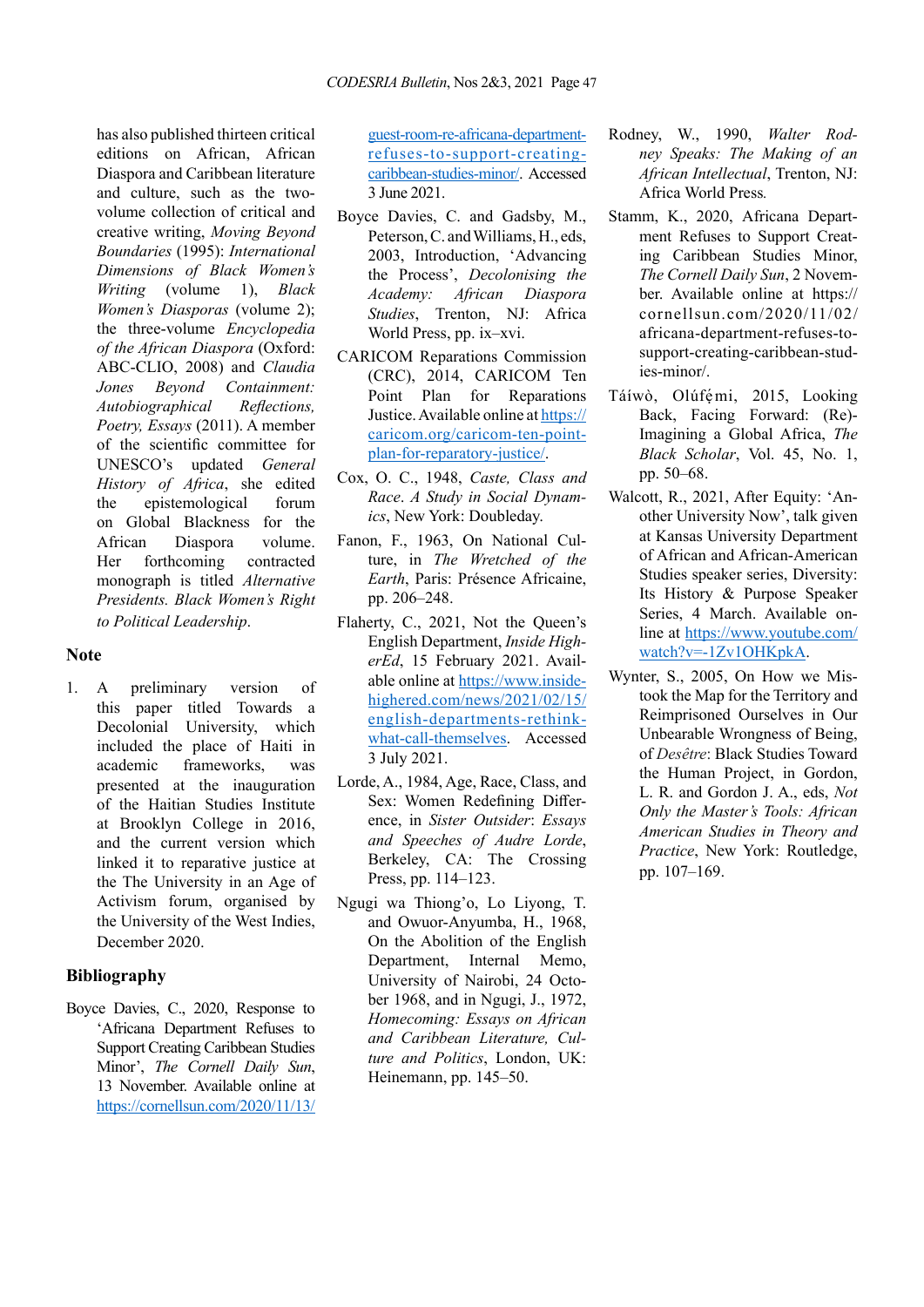has also published thirteen critical editions on African, African Diaspora and Caribbean literature and culture, such as the two-volume collection of critical and creative writing, *Moving Beyond Boundaries* (1995): *International Dimensions of Black Women's Writing* (volume 1), *Black Women's Diasporas* (volume 2); the three-volume *Encyclopedia of the African Diaspora* (Oxford: ABC-CLIO, 2008) and *Claudia Jones Beyond Containment: Autobiographical Reflections, Poetry, Essays* (2011). A member of the scientific committee for UNESCO's updated *General History of Africa*, she edited the epistemological forum on Global Blackness for the African Diaspora volume. Her forthcoming contracted monograph is titled *Alternative Presidents. Black Women's Right to Political Leadership*.

## Note

1. A preliminary version of this paper titled Towards a Decolonial University, which included the place of Haiti in academic frameworks, was presented at the inauguration of the Haitian Studies Institute at Brooklyn College in 2016, and the current version which linked it to reparative justice at the The University in an Age of Activism forum, organised by the University of the West Indies, December 2020.

## Bibliography

Boyce Davies, C., 2020, Response to 'Africana Department Refuses to Support Creating Caribbean Studies Minor', *The Cornell Daily Sun*, 13 November. Available online at https://cornellsun.com/2020/11/13/guest-room-re-africana-department-refuses-to-support-creating-caribbean-studies-minor/. Accessed 3 June 2021.

Boyce Davies, C. and Gadsby, M., Peterson, C. and Williams, H., eds, 2003, Introduction, 'Advancing the Process', *Decolonising the Academy: African Diaspora Studies*, Trenton, NJ: Africa World Press, pp. ix–xvi.

CARICOM Reparations Commission (CRC), 2014, CARICOM Ten Point Plan for Reparations Justice. Available online at https://caricom.org/caricom-ten-point-plan-for-reparatory-justice/.

Cox, O. C., 1948, *Caste, Class and Race. A Study in Social Dynamics*, New York: Doubleday.

Fanon, F., 1963, On National Culture, in *The Wretched of the Earth*, Paris: Présence Africaine, pp. 206–248.

Flaherty, C., 2021, Not the Queen's English Department, *Inside HigherEd*, 15 February 2021. Available online at https://www.insidehighered.com/news/2021/02/15/english-departments-rethink-what-call-themselves. Accessed 3 July 2021.

Lorde, A., 1984, Age, Race, Class, and Sex: Women Redefining Difference, in *Sister Outsider*: *Essays and Speeches of Audre Lorde*, Berkeley, CA: The Crossing Press, pp. 114–123.

Ngugi wa Thiong'o, Lo Liyong, T. and Owuor-Anyumba, H., 1968, On the Abolition of the English Department, Internal Memo, University of Nairobi, 24 October 1968, and in Ngugi, J., 1972, *Homecoming: Essays on African and Caribbean Literature, Culture and Politics*, London, UK: Heinemann, pp. 145–50.

Rodney, W., 1990, *Walter Rodney Speaks: The Making of an African Intellectual*, Trenton, NJ: Africa World Press.

Stamm, K., 2020, Africana Department Refuses to Support Creating Caribbean Studies Minor, *The Cornell Daily Sun*, 2 November. Available online at https://cornellsun.com/2020/11/02/africana-department-refuses-to-support-creating-caribbean-studies-minor/.

Táíwò, Olúfẹ́mi, 2015, Looking Back, Facing Forward: (Re)-Imagining a Global Africa, *The Black Scholar*, Vol. 45, No. 1, pp. 50–68.

Walcott, R., 2021, After Equity: 'Another University Now', talk given at Kansas University Department of African and African-American Studies speaker series, Diversity: Its History & Purpose Speaker Series, 4 March. Available online at https://www.youtube.com/watch?v=-1Zv1OHKpkA.

Wynter, S., 2005, On How we Mistook the Map for the Territory and Reimprisoned Ourselves in Our Unbearable Wrongness of Being, of *Desêtre*: Black Studies Toward the Human Project, in Gordon, L. R. and Gordon J. A., eds, *Not Only the Master's Tools: African American Studies in Theory and Practice*, New York: Routledge, pp. 107–169.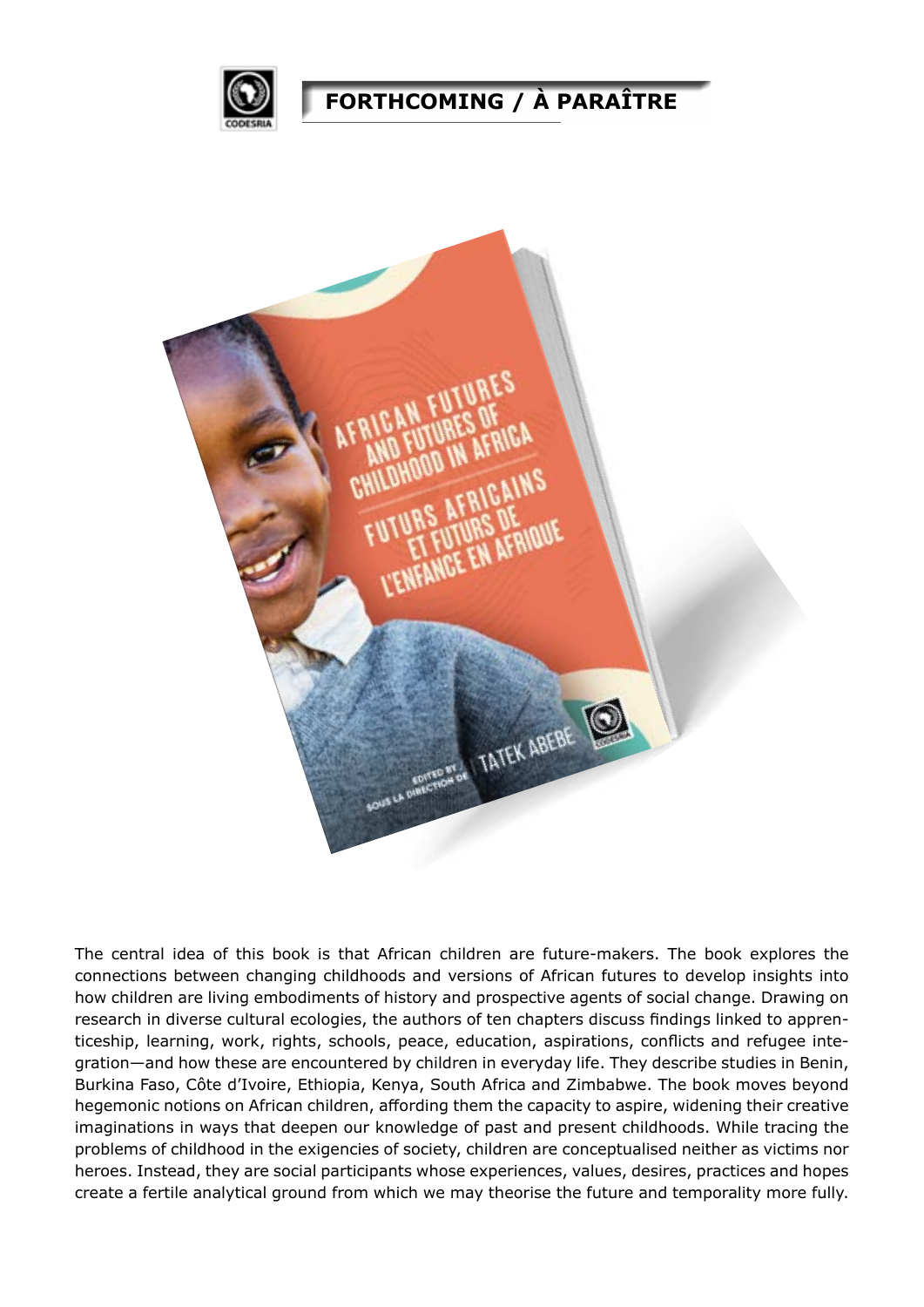## FORTHCOMING / À PARAÎTRE

The central idea of this book is that African children are future-makers. The book explores the connections between changing childhoods and versions of African futures to develop insights into how children are living embodiments of history and prospective agents of social change. Drawing on research in diverse cultural ecologies, the authors of ten chapters discuss findings linked to apprenticeship, learning, work, rights, schools, peace, education, aspirations, conflicts and refugee integration—and how these are encountered by children in everyday life. They describe studies in Benin, Burkina Faso, Côte d'Ivoire, Ethiopia, Kenya, South Africa and Zimbabwe. The book moves beyond hegemonic notions on African children, affording them the capacity to aspire, widening their creative imaginations in ways that deepen our knowledge of past and present childhoods. While tracing the problems of childhood in the exigencies of society, children are conceptualised neither as victims nor heroes. Instead, they are social participants whose experiences, values, desires, practices and hopes create a fertile analytical ground from which we may theorise the future and temporality more fully.